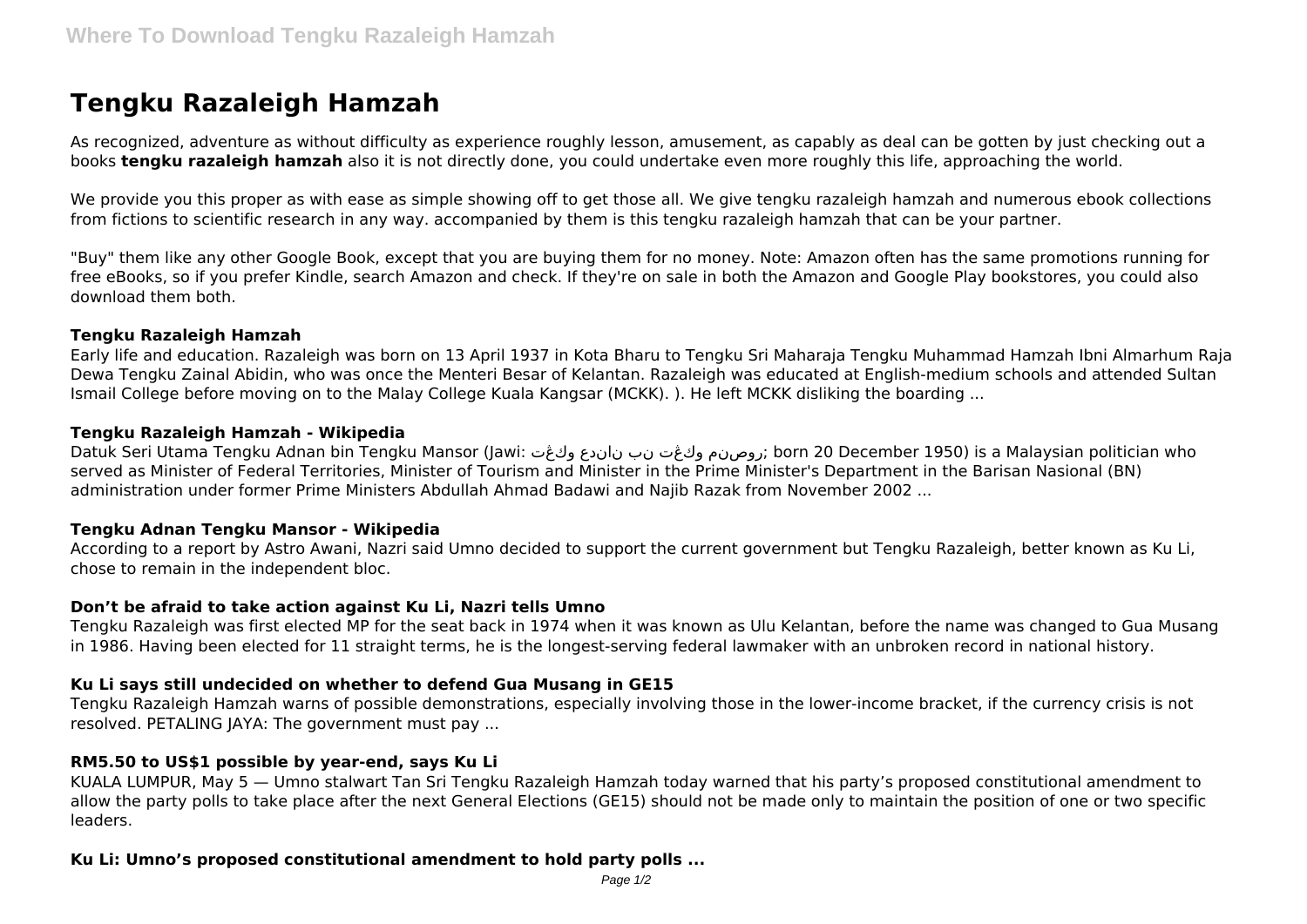# Tengku Razaleigh Hamzah

As recognized, adventure as without difficulty as experience roughly lesson, amusement, as capably as deal can be gotten by just checking out a books **tengku razaleigh hamzah** also it is not directly done, you could undertake even more roughly this life, approaching the world.

We provide you this proper as with ease as simple showing off to get those all. We give tengku razaleigh hamzah and numerous ebook collections from fictions to scientific research in any way. accompanied by them is this tengku razaleigh hamzah that can be your partner.

"Buy" them like any other Google Book, except that you are buying them for no money. Note: Amazon often has the same promotions running for free eBooks, so if you prefer Kindle, search Amazon and check. If they're on sale in both the Amazon and Google Play bookstores, you could also download them both.

### Tengku Razaleigh Hamzah

Early life and education. Razaleigh was born on 13 April 1937 in Kota Bharu to Tengku Sri Maharaja Tengku Muhammad Hamzah Ibni Almarhum Raja Dewa Tengku Zainal Abidin, who was once the Menteri Besar of Kelantan. Razaleigh was educated at English-medium schools and attended Sultan Ismail College before moving on to the Malay College Kuala Kangsar (MCKK). ). He left MCKK disliking the boarding ...

### Tengku Razaleigh Hamzah - Wikipedia

Datuk Seri Utama Tengku Adnan bin Tengku Mansor (Jawi: تڠكو عدنان بن تڠكو منصور; born 20 December 1950) is a Malaysian politician who served as Minister of Federal Territories, Minister of Tourism and Minister in the Prime Minister's Department in the Barisan Nasional (BN) administration under former Prime Ministers Abdullah Ahmad Badawi and Najib Razak from November 2002 ...

### Tengku Adnan Tengku Mansor - Wikipedia

According to a report by Astro Awani, Nazri said Umno decided to support the current government but Tengku Razaleigh, better known as Ku Li, chose to remain in the independent bloc.

### Don't be afraid to take action against Ku Li, Nazri tells Umno

Tengku Razaleigh was first elected MP for the seat back in 1974 when it was known as Ulu Kelantan, before the name was changed to Gua Musang in 1986. Having been elected for 11 straight terms, he is the longest-serving federal lawmaker with an unbroken record in national history.

### Ku Li says still undecided on whether to defend Gua Musang in GE15

Tengku Razaleigh Hamzah warns of possible demonstrations, especially involving those in the lower-income bracket, if the currency crisis is not resolved. PETALING JAYA: The government must pay ...

### RM5.50 to US$1 possible by year-end, says Ku Li

KUALA LUMPUR, May 5 — Umno stalwart Tan Sri Tengku Razaleigh Hamzah today warned that his party's proposed constitutional amendment to allow the party polls to take place after the next General Elections (GE15) should not be made only to maintain the position of one or two specific leaders.

### Ku Li: Umno's proposed constitutional amendment to hold party polls ...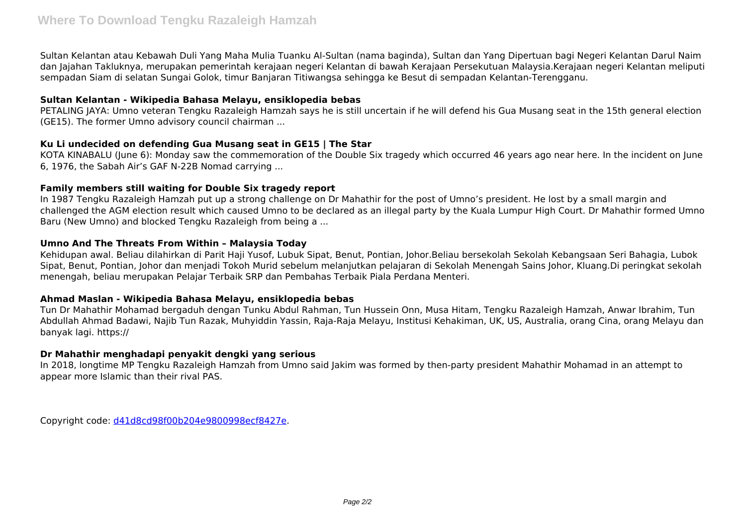Sultan Kelantan atau Kebawah Duli Yang Maha Mulia Tuanku Al-Sultan (nama baginda), Sultan dan Yang Dipertuan bagi Negeri Kelantan Darul Naim dan Jajahan Takluknya, merupakan pemerintah kerajaan negeri Kelantan di bawah Kerajaan Persekutuan Malaysia.Kerajaan negeri Kelantan meliputi sempadan Siam di selatan Sungai Golok, timur Banjaran Titiwangsa sehingga ke Besut di sempadan Kelantan-Terengganu.

**Sultan Kelantan - Wikipedia Bahasa Melayu, ensiklopedia bebas**

PETALING JAYA: Umno veteran Tengku Razaleigh Hamzah says he is still uncertain if he will defend his Gua Musang seat in the 15th general election (GE15). The former Umno advisory council chairman ...

**Ku Li undecided on defending Gua Musang seat in GE15 | The Star**

KOTA KINABALU (June 6): Monday saw the commemoration of the Double Six tragedy which occurred 46 years ago near here. In the incident on June 6, 1976, the Sabah Air's GAF N-22B Nomad carrying ...

**Family members still waiting for Double Six tragedy report**

In 1987 Tengku Razaleigh Hamzah put up a strong challenge on Dr Mahathir for the post of Umno's president. He lost by a small margin and challenged the AGM election result which caused Umno to be declared as an illegal party by the Kuala Lumpur High Court. Dr Mahathir formed Umno Baru (New Umno) and blocked Tengku Razaleigh from being a ...

**Umno And The Threats From Within – Malaysia Today**

Kehidupan awal. Beliau dilahirkan di Parit Haji Yusof, Lubuk Sipat, Benut, Pontian, Johor.Beliau bersekolah Sekolah Kebangsaan Seri Bahagia, Lubok Sipat, Benut, Pontian, Johor dan menjadi Tokoh Murid sebelum melanjutkan pelajaran di Sekolah Menengah Sains Johor, Kluang.Di peringkat sekolah menengah, beliau merupakan Pelajar Terbaik SRP dan Pembahas Terbaik Piala Perdana Menteri.

**Ahmad Maslan - Wikipedia Bahasa Melayu, ensiklopedia bebas**

Tun Dr Mahathir Mohamad bergaduh dengan Tunku Abdul Rahman, Tun Hussein Onn, Musa Hitam, Tengku Razaleigh Hamzah, Anwar Ibrahim, Tun Abdullah Ahmad Badawi, Najib Tun Razak, Muhyiddin Yassin, Raja-Raja Melayu, Institusi Kehakiman, UK, US, Australia, orang Cina, orang Melayu dan banyak lagi. https://

**Dr Mahathir menghadapi penyakit dengki yang serious**

In 2018, longtime MP Tengku Razaleigh Hamzah from Umno said Jakim was formed by then-party president Mahathir Mohamad in an attempt to appear more Islamic than their rival PAS.

Copyright code: d41d8cd98f00b204e9800998ecf8427e.